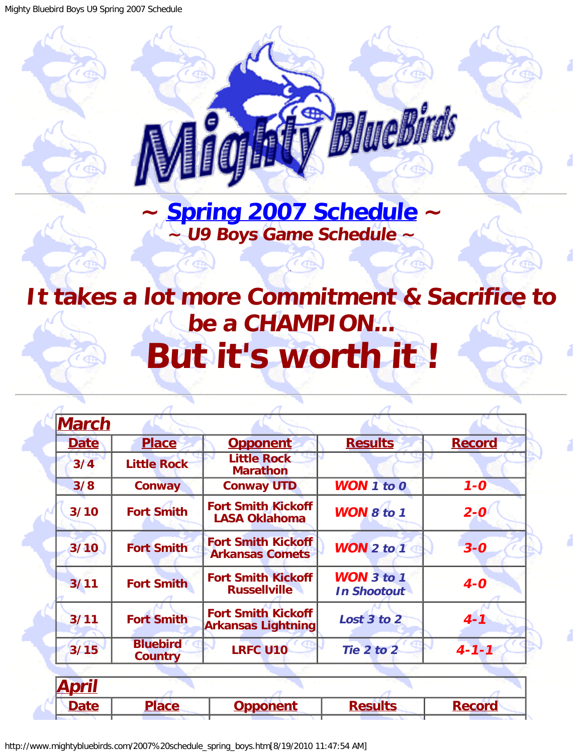# ~ Spring 2007 Schedule ~

## ~ U9 Boys Game Schedule ~

# It takes a lot more Commitment & Sacrifice to be a CHAMPION...

# But it's worth it !

| March | | | | |
|---|---|---|---|---|
| **Date** | **Place** | **Opponent** | **Results** | **Record** |
| 3/4 | Little Rock | Little Rock Marathon | | |
| 3/8 | Conway | Conway UTD | WON 1 to 0 | 1-0 |
| 3/10 | Fort Smith | Fort Smith Kickoff LASA Oklahoma | WON 8 to 1 | 2-0 |
| 3/10 | Fort Smith | Fort Smith Kickoff Arkansas Comets | WON 2 to 1 | 3-0 |
| 3/11 | Fort Smith | Fort Smith Kickoff Russellville | WON 3 to 1 In Shootout | 4-0 |
| 3/11 | Fort Smith | Fort Smith Kickoff Arkansas Lightning | Lost 3 to 2 | 4-1 |
| 3/15 | Bluebird Country | LRFC U10 | Tie 2 to 2 | 4-1-1 |

| April | | | | |
|---|---|---|---|---|
| **Date** | **Place** | **Opponent** | **Results** | **Record** |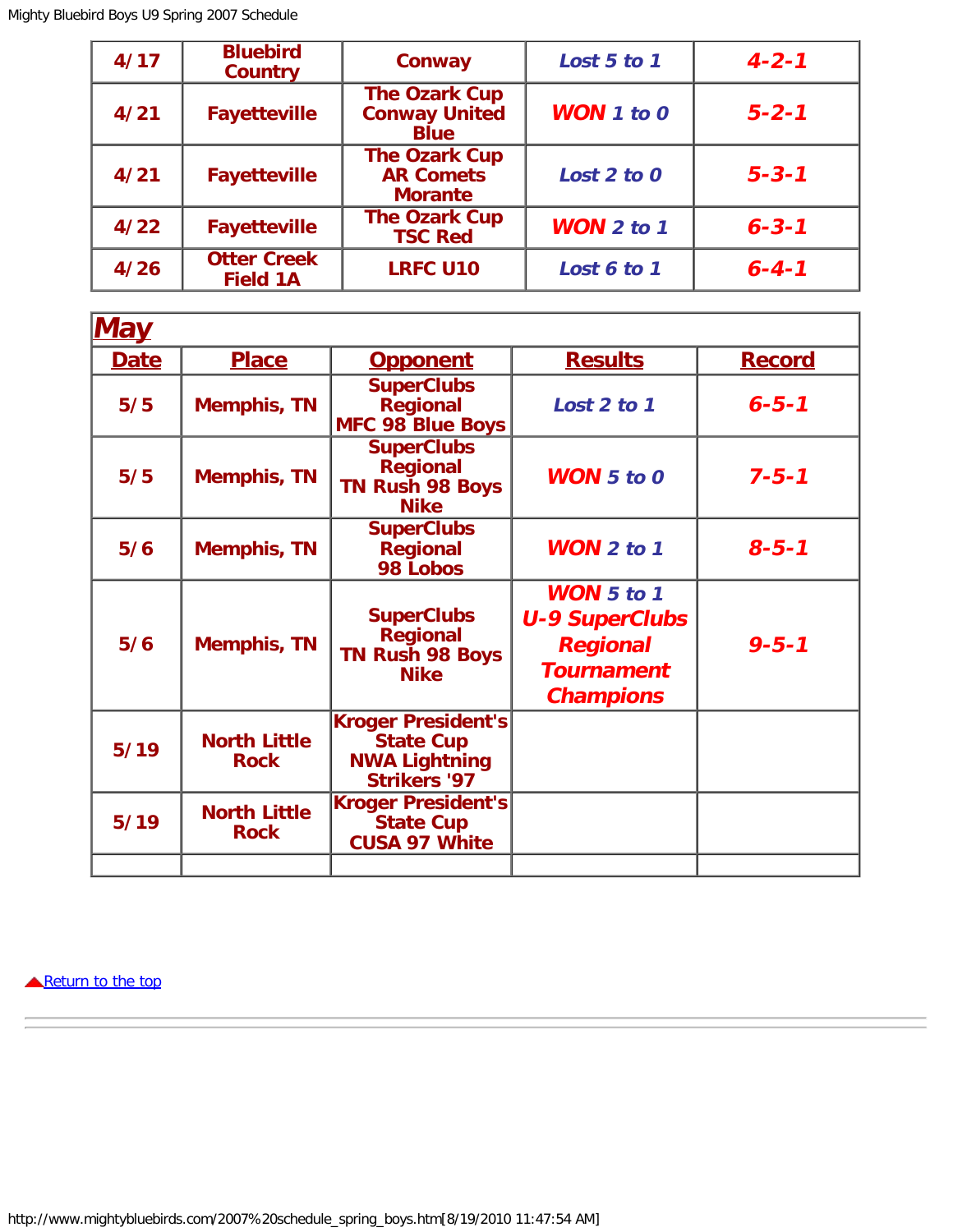| | | | | |
|---|---|---|---|---|
| 4/17 | Bluebird Country | Conway | Lost 5 to 1 | 4-2-1 |
| 4/21 | Fayetteville | The Ozark Cup Conway United Blue | WON 1 to 0 | 5-2-1 |
| 4/21 | Fayetteville | The Ozark Cup AR Comets Morante | Lost 2 to 0 | 5-3-1 |
| 4/22 | Fayetteville | The Ozark Cup TSC Red | WON 2 to 1 | 6-3-1 |
| 4/26 | Otter Creek Field 1A | LRFC U10 | Lost 6 to 1 | 6-4-1 |

## May

| Date | Place | Opponent | Results | Record |
|---|---|---|---|---|
| 5/5 | Memphis, TN | SuperClubs Regional MFC 98 Blue Boys | Lost 2 to 1 | 6-5-1 |
| 5/5 | Memphis, TN | SuperClubs Regional TN Rush 98 Boys Nike | WON 5 to 0 | 7-5-1 |
| 5/6 | Memphis, TN | SuperClubs Regional 98 Lobos | WON 2 to 1 | 8-5-1 |
| 5/6 | Memphis, TN | SuperClubs Regional TN Rush 98 Boys Nike | WON 5 to 1 U-9 SuperClubs Regional Tournament Champions | 9-5-1 |
| 5/19 | North Little Rock | Kroger President's State Cup NWA Lightning Strikers '97 | | |
| 5/19 | North Little Rock | Kroger President's State Cup CUSA 97 White | | |
| | | | | |

Return to the top